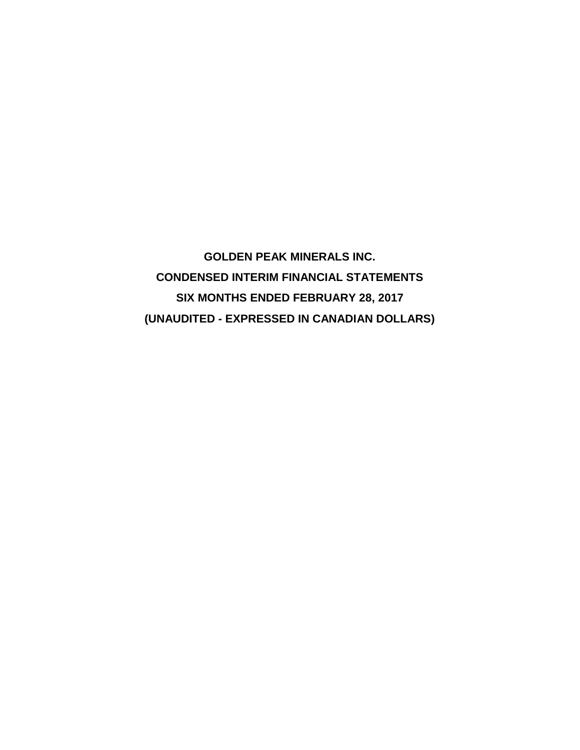# GOLDEN PEAK MINERALS INC.

## CONDENSED INTERIM FINANCIAL STATEMENTS

## SIX MONTHS ENDED FEBRUARY 28, 2017

## (UNAUDITED - EXPRESSED IN CANADIAN DOLLARS)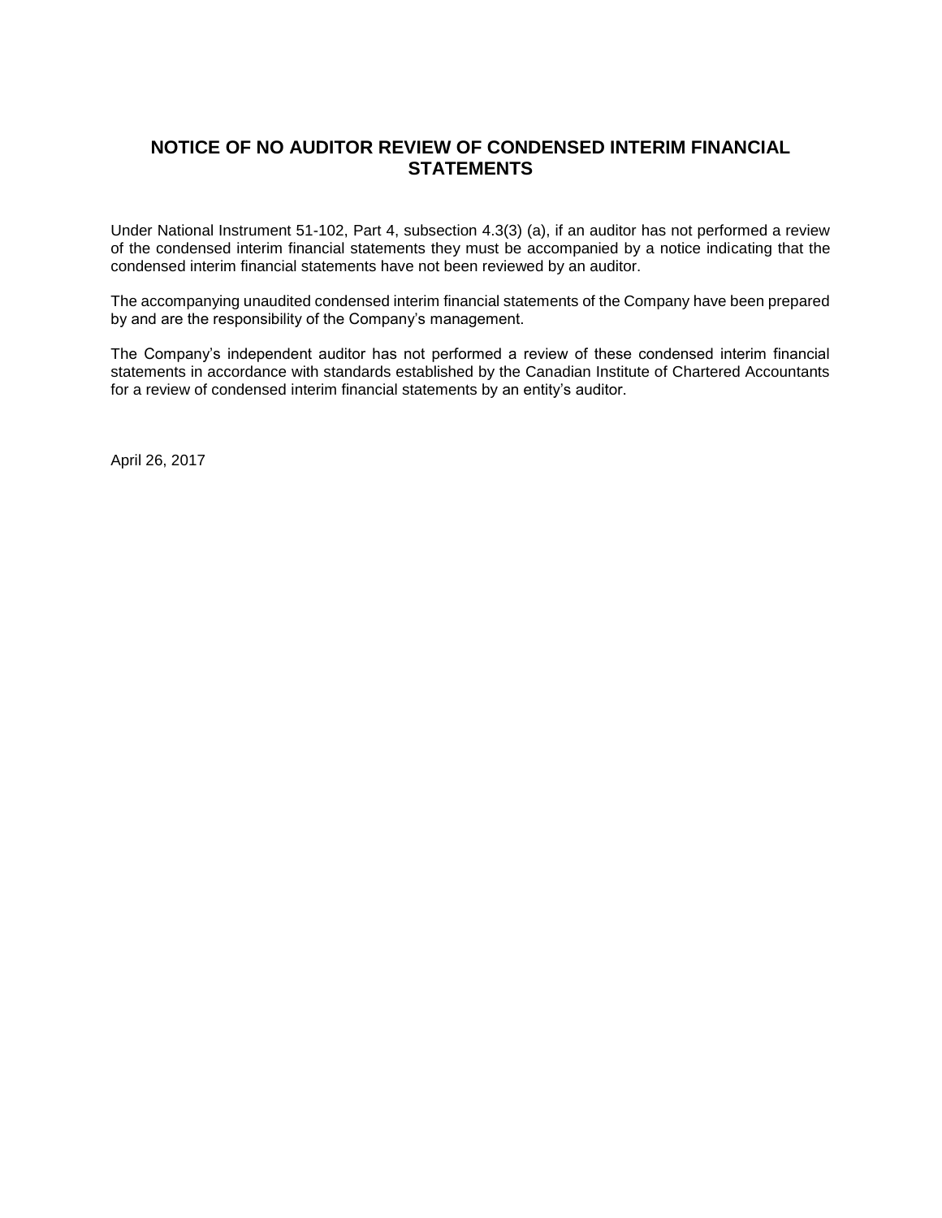## NOTICE OF NO AUDITOR REVIEW OF CONDENSED INTERIM FINANCIAL STATEMENTS

Under National Instrument 51-102, Part 4, subsection 4.3(3) (a), if an auditor has not performed a review of the condensed interim financial statements they must be accompanied by a notice indicating that the condensed interim financial statements have not been reviewed by an auditor.

The accompanying unaudited condensed interim financial statements of the Company have been prepared by and are the responsibility of the Company's management.

The Company's independent auditor has not performed a review of these condensed interim financial statements in accordance with standards established by the Canadian Institute of Chartered Accountants for a review of condensed interim financial statements by an entity's auditor.

April 26, 2017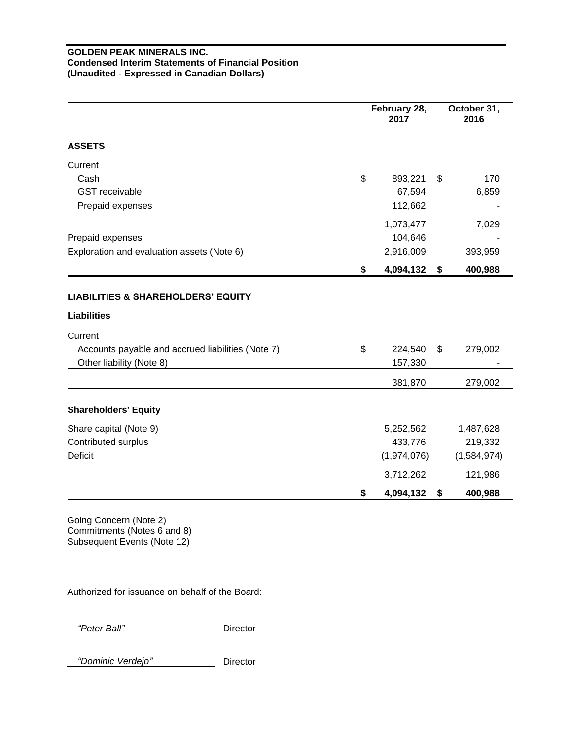**GOLDEN PEAK MINERALS INC.**
**Condensed Interim Statements of Financial Position**
**(Unaudited - Expressed in Canadian Dollars)**

| | February 28, 2017 | October 31, 2016 |
|---|---|---|
| **ASSETS** | | |
| Current | | |
| Cash | $ 893,221 | $ 170 |
| GST receivable | 67,594 | 6,859 |
| Prepaid expenses | 112,662 | - |
| | 1,073,477 | 7,029 |
| Prepaid expenses | 104,646 | - |
| Exploration and evaluation assets (Note 6) | 2,916,009 | 393,959 |
| | **$ 4,094,132** | **$ 400,988** |
| **LIABILITIES & SHAREHOLDERS' EQUITY** | | |
| **Liabilities** | | |
| Current | | |
| Accounts payable and accrued liabilities (Note 7) | $ 224,540 | $ 279,002 |
| Other liability (Note 8) | 157,330 | - |
| | 381,870 | 279,002 |
| **Shareholders' Equity** | | |
| Share capital (Note 9) | 5,252,562 | 1,487,628 |
| Contributed surplus | 433,776 | 219,332 |
| Deficit | (1,974,076) | (1,584,974) |
| | 3,712,262 | 121,986 |
| | **$ 4,094,132** | **$ 400,988** |

Going Concern (Note 2)
Commitments (Notes 6 and 8)
Subsequent Events (Note 12)

Authorized for issuance on behalf of the Board:

*"Peter Ball"* Director

*"Dominic Verdejo"* Director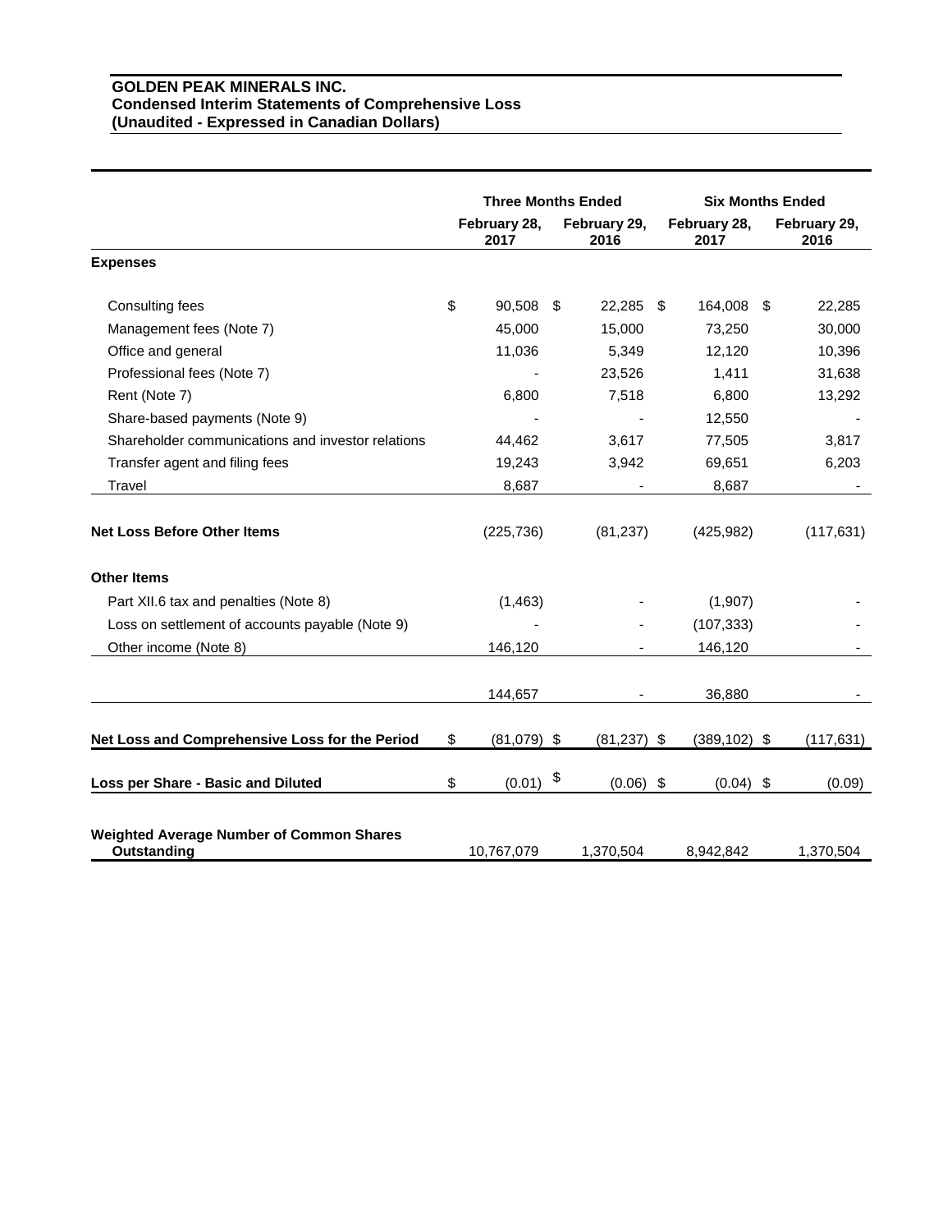**GOLDEN PEAK MINERALS INC.**
**Condensed Interim Statements of Comprehensive Loss**
**(Unaudited - Expressed in Canadian Dollars)**

| | Three Months Ended | | Six Months Ended | |
|---|---|---|---|---|
| | February 28, 2017 | February 29, 2016 | February 28, 2017 | February 29, 2016 |
| **Expenses** | | | | |
| Consulting fees | $ 90,508 | $ 22,285 | $ 164,008 | $ 22,285 |
| Management fees (Note 7) | 45,000 | 15,000 | 73,250 | 30,000 |
| Office and general | 11,036 | 5,349 | 12,120 | 10,396 |
| Professional fees (Note 7) | - | 23,526 | 1,411 | 31,638 |
| Rent (Note 7) | 6,800 | 7,518 | 6,800 | 13,292 |
| Share-based payments (Note 9) | - | - | 12,550 | - |
| Shareholder communications and investor relations | 44,462 | 3,617 | 77,505 | 3,817 |
| Transfer agent and filing fees | 19,243 | 3,942 | 69,651 | 6,203 |
| Travel | 8,687 | - | 8,687 | - |
| **Net Loss Before Other Items** | (225,736) | (81,237) | (425,982) | (117,631) |
| **Other Items** | | | | |
| Part XII.6 tax and penalties (Note 8) | (1,463) | - | (1,907) | - |
| Loss on settlement of accounts payable (Note 9) | - | - | (107,333) | - |
| Other income (Note 8) | 146,120 | - | 146,120 | - |
| | 144,657 | - | 36,880 | - |
| **Net Loss and Comprehensive Loss for the Period** | $ (81,079) | $ (81,237) | $ (389,102) | $ (117,631) |
| **Loss per Share - Basic and Diluted** | $ (0.01) | $ (0.06) | $ (0.04) | $ (0.09) |
| **Weighted Average Number of Common Shares Outstanding** | 10,767,079 | 1,370,504 | 8,942,842 | 1,370,504 |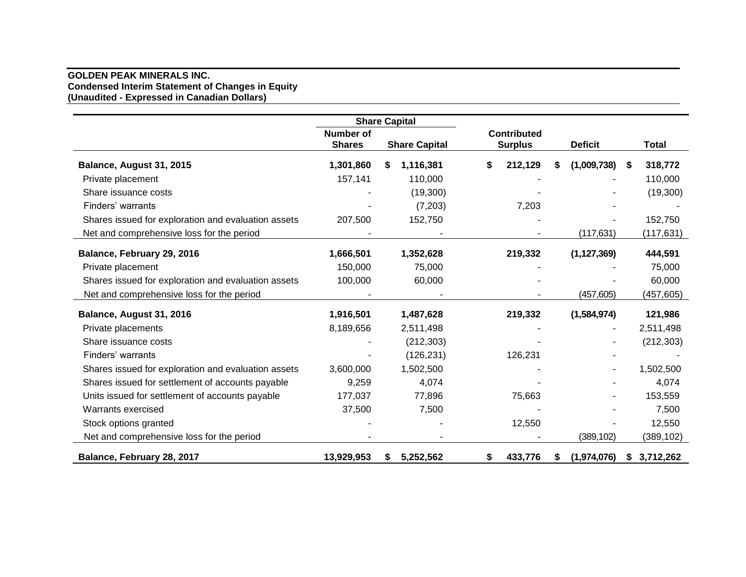**GOLDEN PEAK MINERALS INC.**
**Condensed Interim Statement of Changes in Equity**
**(Unaudited - Expressed in Canadian Dollars)**

| | Share Capital | | | | |
|---|---|---|---|---|---|
| | Number of Shares | Share Capital | Contributed Surplus | Deficit | Total |
| **Balance, August 31, 2015** | **1,301,860** | **$ 1,116,381** | **$ 212,129** | **$ (1,009,738)** | **$ 318,772** |
| Private placement | 157,141 | 110,000 | - | - | 110,000 |
| Share issuance costs | - | (19,300) | - | - | (19,300) |
| Finders' warrants | - | (7,203) | 7,203 | - | - |
| Shares issued for exploration and evaluation assets | 207,500 | 152,750 | - | - | 152,750 |
| Net and comprehensive loss for the period | - | - | - | (117,631) | (117,631) |
| **Balance, February 29, 2016** | **1,666,501** | **1,352,628** | **219,332** | **(1,127,369)** | **444,591** |
| Private placement | 150,000 | 75,000 | - | - | 75,000 |
| Shares issued for exploration and evaluation assets | 100,000 | 60,000 | - | - | 60,000 |
| Net and comprehensive loss for the period | - | - | - | (457,605) | (457,605) |
| **Balance, August 31, 2016** | **1,916,501** | **1,487,628** | **219,332** | **(1,584,974)** | **121,986** |
| Private placements | 8,189,656 | 2,511,498 | - | - | 2,511,498 |
| Share issuance costs | - | (212,303) | - | - | (212,303) |
| Finders' warrants | - | (126,231) | 126,231 | - | - |
| Shares issued for exploration and evaluation assets | 3,600,000 | 1,502,500 | - | - | 1,502,500 |
| Shares issued for settlement of accounts payable | 9,259 | 4,074 | - | - | 4,074 |
| Units issued for settlement of accounts payable | 177,037 | 77,896 | 75,663 | - | 153,559 |
| Warrants exercised | 37,500 | 7,500 | - | - | 7,500 |
| Stock options granted | - | - | 12,550 | - | 12,550 |
| Net and comprehensive loss for the period | - | - | - | (389,102) | (389,102) |
| **Balance, February 28, 2017** | **13,929,953** | **$ 5,252,562** | **$ 433,776** | **$ (1,974,076)** | **$ 3,712,262** |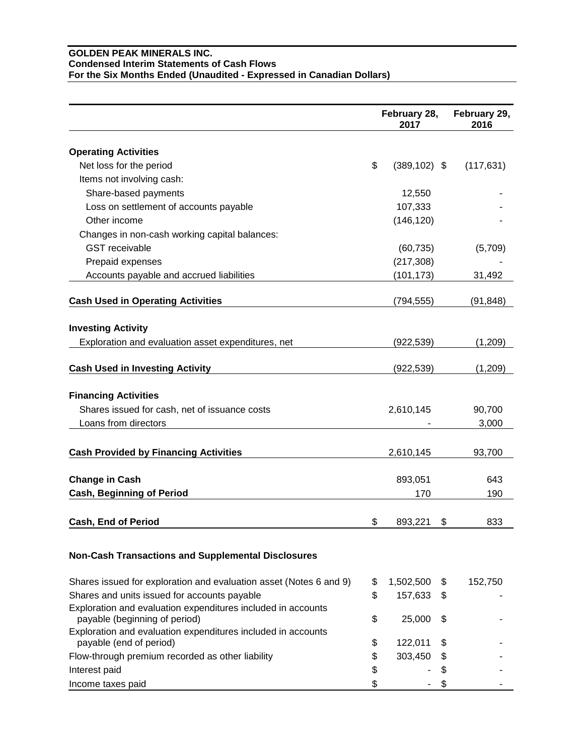**GOLDEN PEAK MINERALS INC.**
**Condensed Interim Statements of Cash Flows**
**For the Six Months Ended (Unaudited - Expressed in Canadian Dollars)**

| | February 28, 2017 | February 29, 2016 |
|---|---|---|
| **Operating Activities** | | |
| Net loss for the period | $ (389,102) | $ (117,631) |
| Items not involving cash: | | |
| Share-based payments | 12,550 | - |
| Loss on settlement of accounts payable | 107,333 | - |
| Other income | (146,120) | - |
| Changes in non-cash working capital balances: | | |
| GST receivable | (60,735) | (5,709) |
| Prepaid expenses | (217,308) | - |
| Accounts payable and accrued liabilities | (101,173) | 31,492 |
| **Cash Used in Operating Activities** | (794,555) | (91,848) |
| **Investing Activity** | | |
| Exploration and evaluation asset expenditures, net | (922,539) | (1,209) |
| **Cash Used in Investing Activity** | (922,539) | (1,209) |
| **Financing Activities** | | |
| Shares issued for cash, net of issuance costs | 2,610,145 | 90,700 |
| Loans from directors | - | 3,000 |
| **Cash Provided by Financing Activities** | 2,610,145 | 93,700 |
| **Change in Cash** | 893,051 | 643 |
| **Cash, Beginning of Period** | 170 | 190 |
| **Cash, End of Period** | $ 893,221 | $ 833 |

**Non-Cash Transactions and Supplemental Disclosures**

| | February 28, 2017 | February 29, 2016 |
|---|---|---|
| Shares issued for exploration and evaluation asset (Notes 6 and 9) | $ 1,502,500 | $ 152,750 |
| Shares and units issued for accounts payable | $ 157,633 | $ - |
| Exploration and evaluation expenditures included in accounts payable (beginning of period) | $ 25,000 | $ - |
| Exploration and evaluation expenditures included in accounts payable (end of period) | $ 122,011 | $ - |
| Flow-through premium recorded as other liability | $ 303,450 | $ - |
| Interest paid | $ - | $ - |
| Income taxes paid | $ - | $ - |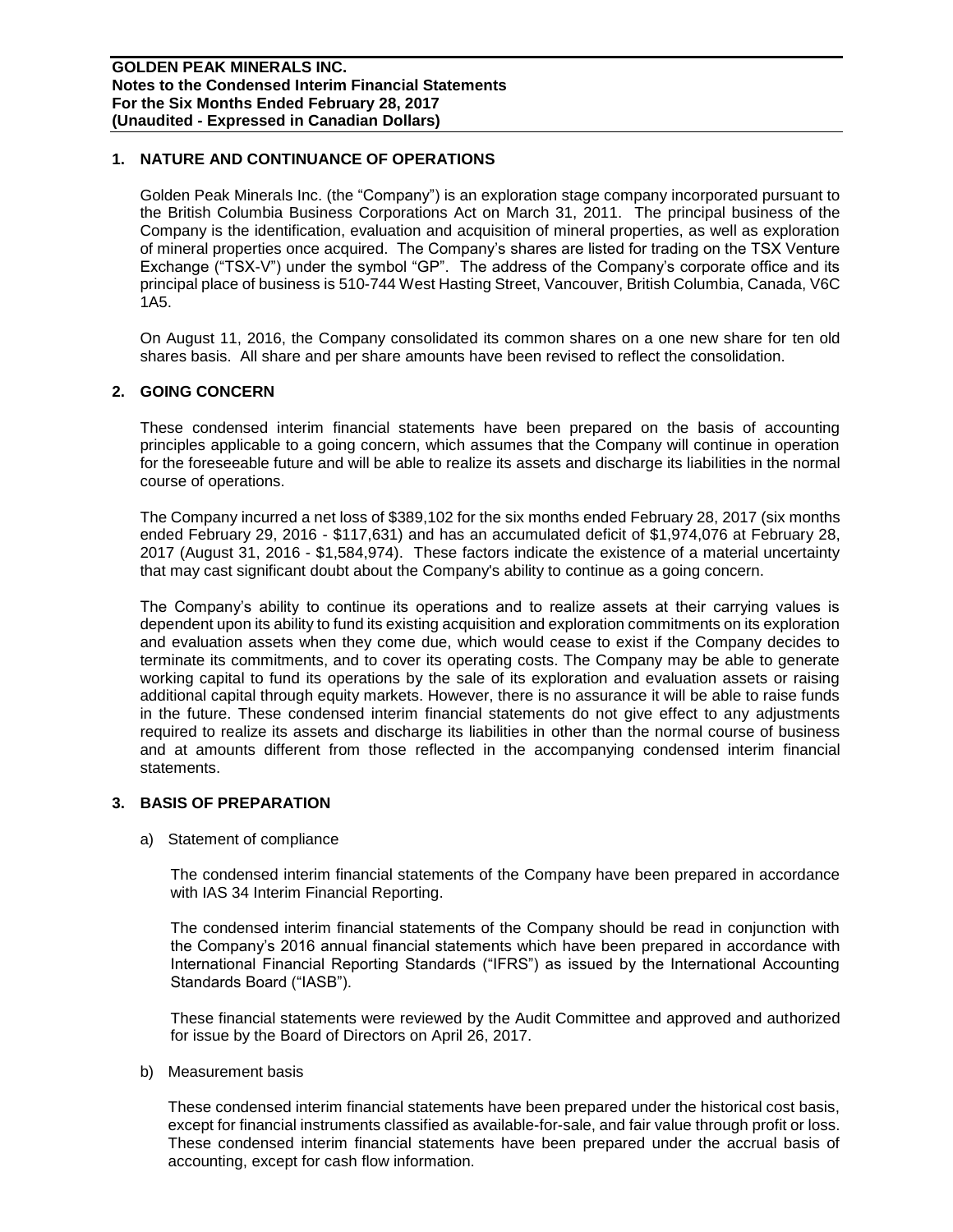## 1. NATURE AND CONTINUANCE OF OPERATIONS

Golden Peak Minerals Inc. (the "Company") is an exploration stage company incorporated pursuant to the British Columbia Business Corporations Act on March 31, 2011. The principal business of the Company is the identification, evaluation and acquisition of mineral properties, as well as exploration of mineral properties once acquired. The Company's shares are listed for trading on the TSX Venture Exchange ("TSX-V") under the symbol "GP". The address of the Company's corporate office and its principal place of business is 510-744 West Hasting Street, Vancouver, British Columbia, Canada, V6C 1A5.

On August 11, 2016, the Company consolidated its common shares on a one new share for ten old shares basis. All share and per share amounts have been revised to reflect the consolidation.

## 2. GOING CONCERN

These condensed interim financial statements have been prepared on the basis of accounting principles applicable to a going concern, which assumes that the Company will continue in operation for the foreseeable future and will be able to realize its assets and discharge its liabilities in the normal course of operations.

The Company incurred a net loss of $389,102 for the six months ended February 28, 2017 (six months ended February 29, 2016 - $117,631) and has an accumulated deficit of $1,974,076 at February 28, 2017 (August 31, 2016 - $1,584,974). These factors indicate the existence of a material uncertainty that may cast significant doubt about the Company's ability to continue as a going concern.

The Company's ability to continue its operations and to realize assets at their carrying values is dependent upon its ability to fund its existing acquisition and exploration commitments on its exploration and evaluation assets when they come due, which would cease to exist if the Company decides to terminate its commitments, and to cover its operating costs. The Company may be able to generate working capital to fund its operations by the sale of its exploration and evaluation assets or raising additional capital through equity markets. However, there is no assurance it will be able to raise funds in the future. These condensed interim financial statements do not give effect to any adjustments required to realize its assets and discharge its liabilities in other than the normal course of business and at amounts different from those reflected in the accompanying condensed interim financial statements.

## 3. BASIS OF PREPARATION

a) Statement of compliance

The condensed interim financial statements of the Company have been prepared in accordance with IAS 34 Interim Financial Reporting.

The condensed interim financial statements of the Company should be read in conjunction with the Company's 2016 annual financial statements which have been prepared in accordance with International Financial Reporting Standards ("IFRS") as issued by the International Accounting Standards Board ("IASB").

These financial statements were reviewed by the Audit Committee and approved and authorized for issue by the Board of Directors on April 26, 2017.

b) Measurement basis

These condensed interim financial statements have been prepared under the historical cost basis, except for financial instruments classified as available-for-sale, and fair value through profit or loss. These condensed interim financial statements have been prepared under the accrual basis of accounting, except for cash flow information.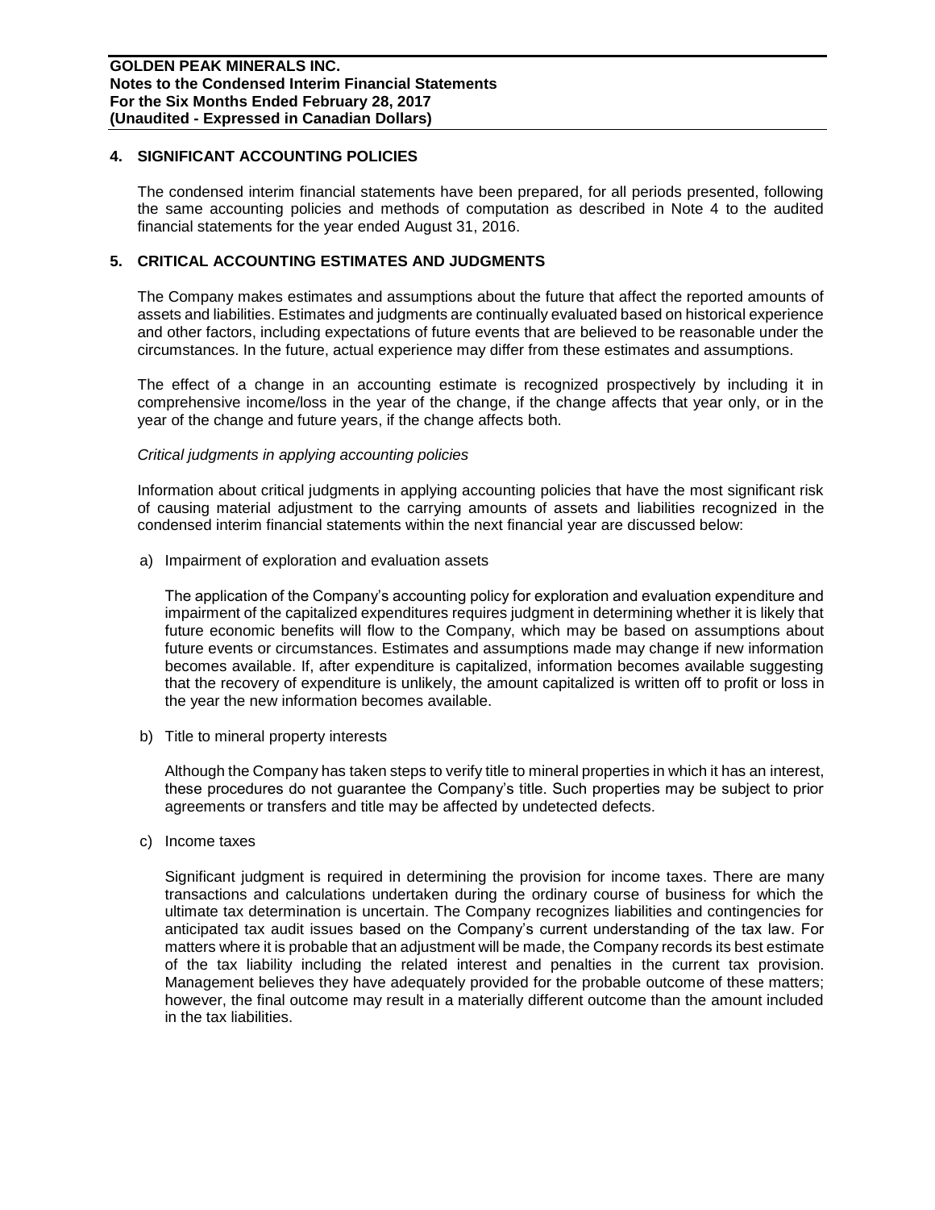## 4. SIGNIFICANT ACCOUNTING POLICIES

The condensed interim financial statements have been prepared, for all periods presented, following the same accounting policies and methods of computation as described in Note 4 to the audited financial statements for the year ended August 31, 2016.

## 5. CRITICAL ACCOUNTING ESTIMATES AND JUDGMENTS

The Company makes estimates and assumptions about the future that affect the reported amounts of assets and liabilities. Estimates and judgments are continually evaluated based on historical experience and other factors, including expectations of future events that are believed to be reasonable under the circumstances. In the future, actual experience may differ from these estimates and assumptions.

The effect of a change in an accounting estimate is recognized prospectively by including it in comprehensive income/loss in the year of the change, if the change affects that year only, or in the year of the change and future years, if the change affects both.

*Critical judgments in applying accounting policies*

Information about critical judgments in applying accounting policies that have the most significant risk of causing material adjustment to the carrying amounts of assets and liabilities recognized in the condensed interim financial statements within the next financial year are discussed below:

a) Impairment of exploration and evaluation assets

   The application of the Company's accounting policy for exploration and evaluation expenditure and impairment of the capitalized expenditures requires judgment in determining whether it is likely that future economic benefits will flow to the Company, which may be based on assumptions about future events or circumstances. Estimates and assumptions made may change if new information becomes available. If, after expenditure is capitalized, information becomes available suggesting that the recovery of expenditure is unlikely, the amount capitalized is written off to profit or loss in the year the new information becomes available.

b) Title to mineral property interests

   Although the Company has taken steps to verify title to mineral properties in which it has an interest, these procedures do not guarantee the Company's title. Such properties may be subject to prior agreements or transfers and title may be affected by undetected defects.

c) Income taxes

   Significant judgment is required in determining the provision for income taxes. There are many transactions and calculations undertaken during the ordinary course of business for which the ultimate tax determination is uncertain. The Company recognizes liabilities and contingencies for anticipated tax audit issues based on the Company's current understanding of the tax law. For matters where it is probable that an adjustment will be made, the Company records its best estimate of the tax liability including the related interest and penalties in the current tax provision. Management believes they have adequately provided for the probable outcome of these matters; however, the final outcome may result in a materially different outcome than the amount included in the tax liabilities.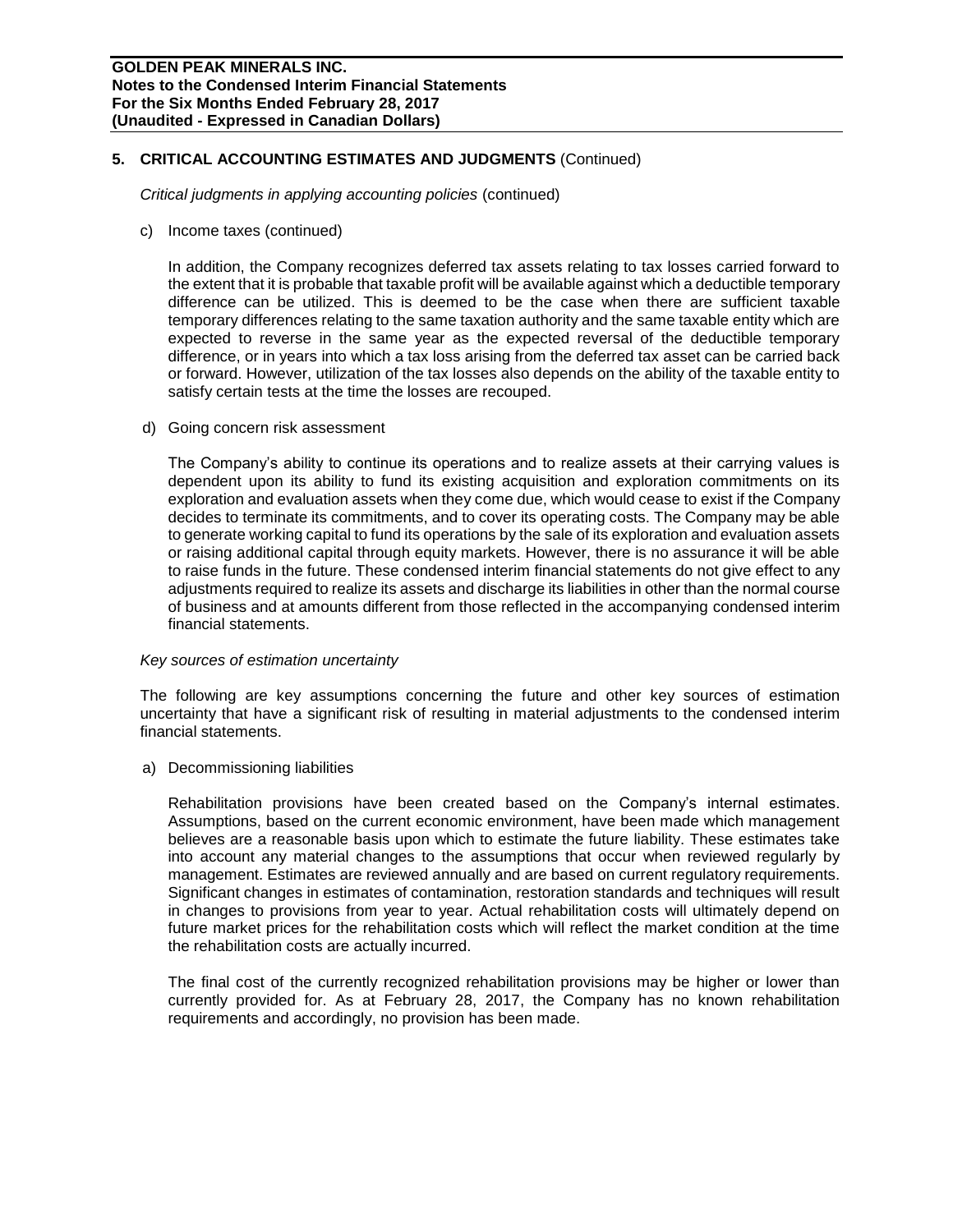## 5. CRITICAL ACCOUNTING ESTIMATES AND JUDGMENTS (Continued)

*Critical judgments in applying accounting policies* (continued)

c) Income taxes (continued)

In addition, the Company recognizes deferred tax assets relating to tax losses carried forward to the extent that it is probable that taxable profit will be available against which a deductible temporary difference can be utilized. This is deemed to be the case when there are sufficient taxable temporary differences relating to the same taxation authority and the same taxable entity which are expected to reverse in the same year as the expected reversal of the deductible temporary difference, or in years into which a tax loss arising from the deferred tax asset can be carried back or forward. However, utilization of the tax losses also depends on the ability of the taxable entity to satisfy certain tests at the time the losses are recouped.

d) Going concern risk assessment

The Company's ability to continue its operations and to realize assets at their carrying values is dependent upon its ability to fund its existing acquisition and exploration commitments on its exploration and evaluation assets when they come due, which would cease to exist if the Company decides to terminate its commitments, and to cover its operating costs. The Company may be able to generate working capital to fund its operations by the sale of its exploration and evaluation assets or raising additional capital through equity markets. However, there is no assurance it will be able to raise funds in the future. These condensed interim financial statements do not give effect to any adjustments required to realize its assets and discharge its liabilities in other than the normal course of business and at amounts different from those reflected in the accompanying condensed interim financial statements.

*Key sources of estimation uncertainty*

The following are key assumptions concerning the future and other key sources of estimation uncertainty that have a significant risk of resulting in material adjustments to the condensed interim financial statements.

a) Decommissioning liabilities

Rehabilitation provisions have been created based on the Company's internal estimates. Assumptions, based on the current economic environment, have been made which management believes are a reasonable basis upon which to estimate the future liability. These estimates take into account any material changes to the assumptions that occur when reviewed regularly by management. Estimates are reviewed annually and are based on current regulatory requirements. Significant changes in estimates of contamination, restoration standards and techniques will result in changes to provisions from year to year. Actual rehabilitation costs will ultimately depend on future market prices for the rehabilitation costs which will reflect the market condition at the time the rehabilitation costs are actually incurred.

The final cost of the currently recognized rehabilitation provisions may be higher or lower than currently provided for. As at February 28, 2017, the Company has no known rehabilitation requirements and accordingly, no provision has been made.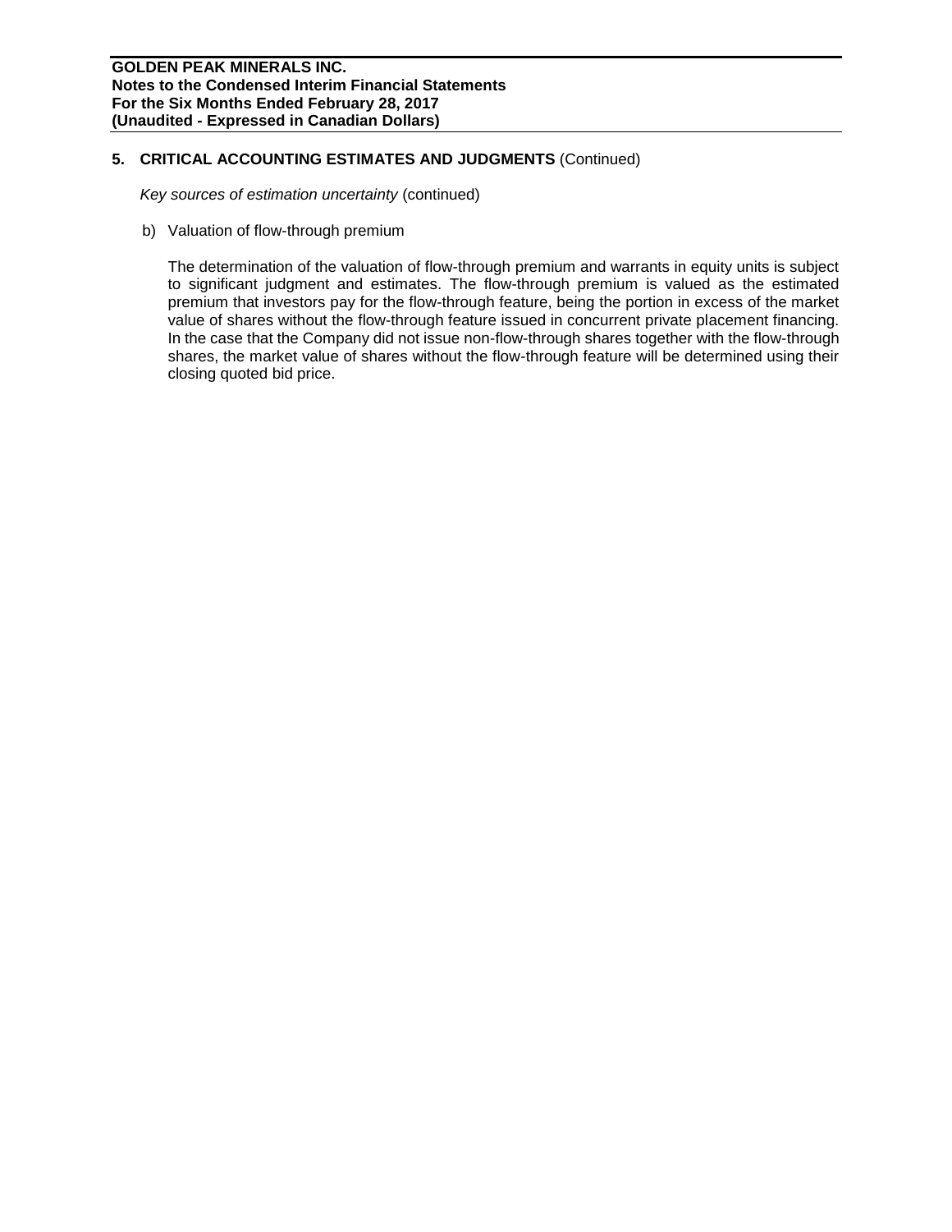## 5. CRITICAL ACCOUNTING ESTIMATES AND JUDGMENTS (Continued)

*Key sources of estimation uncertainty* (continued)

b) Valuation of flow-through premium

The determination of the valuation of flow-through premium and warrants in equity units is subject to significant judgment and estimates. The flow-through premium is valued as the estimated premium that investors pay for the flow-through feature, being the portion in excess of the market value of shares without the flow-through feature issued in concurrent private placement financing. In the case that the Company did not issue non-flow-through shares together with the flow-through shares, the market value of shares without the flow-through feature will be determined using their closing quoted bid price.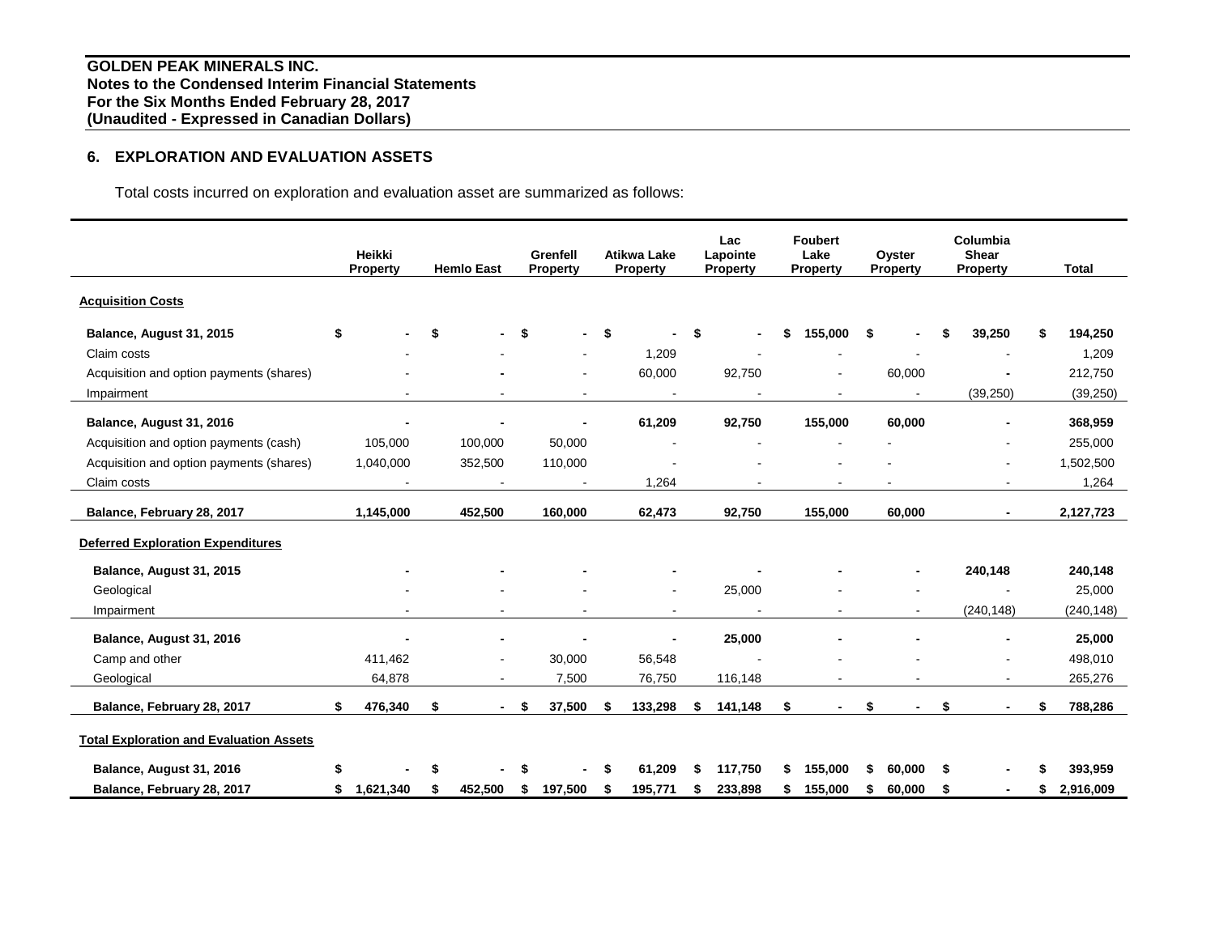## 6. EXPLORATION AND EVALUATION ASSETS

Total costs incurred on exploration and evaluation asset are summarized as follows:

| | Heikki Property | Hemlo East | Grenfell Property | Atikwa Lake Property | Lac Lapointe Property | Foubert Lake Property | Oyster Property | Columbia Shear Property | Total |
|---|---|---|---|---|---|---|---|---|---|
| **Acquisition Costs** | | | | | | | | | |
| **Balance, August 31, 2015** | $ - | $ - | $ - | $ - | $ - | $ 155,000 | $ - | $ 39,250 | $ 194,250 |
| Claim costs | - | - | - | 1,209 | - | - | - | - | 1,209 |
| Acquisition and option payments (shares) | - | - | - | 60,000 | 92,750 | - | 60,000 | - | 212,750 |
| Impairment | - | - | - | - | - | - | - | (39,250) | (39,250) |
| **Balance, August 31, 2016** | - | - | - | 61,209 | 92,750 | 155,000 | 60,000 | - | 368,959 |
| Acquisition and option payments (cash) | 105,000 | 100,000 | 50,000 | - | - | - | - | - | 255,000 |
| Acquisition and option payments (shares) | 1,040,000 | 352,500 | 110,000 | - | - | - | - | - | 1,502,500 |
| Claim costs | - | - | - | 1,264 | - | - | - | - | 1,264 |
| **Balance, February 28, 2017** | 1,145,000 | 452,500 | 160,000 | 62,473 | 92,750 | 155,000 | 60,000 | - | 2,127,723 |
| **Deferred Exploration Expenditures** | | | | | | | | | |
| **Balance, August 31, 2015** | - | - | - | - | - | - | - | 240,148 | 240,148 |
| Geological | - | - | - | - | 25,000 | - | - | - | 25,000 |
| Impairment | - | - | - | - | - | - | - | (240,148) | (240,148) |
| **Balance, August 31, 2016** | - | - | - | - | 25,000 | - | - | - | 25,000 |
| Camp and other | 411,462 | - | 30,000 | 56,548 | - | - | - | - | 498,010 |
| Geological | 64,878 | - | 7,500 | 76,750 | 116,148 | - | - | - | 265,276 |
| **Balance, February 28, 2017** | $ 476,340 | $ - | $ 37,500 | $ 133,298 | $ 141,148 | $ - | $ - | $ - | $ 788,286 |
| **Total Exploration and Evaluation Assets** | | | | | | | | | |
| **Balance, August 31, 2016** | $ - | $ - | $ - | $ 61,209 | $ 117,750 | $ 155,000 | $ 60,000 | $ - | $ 393,959 |
| **Balance, February 28, 2017** | $ 1,621,340 | $ 452,500 | $ 197,500 | $ 195,771 | $ 233,898 | $ 155,000 | $ 60,000 | $ - | $ 2,916,009 |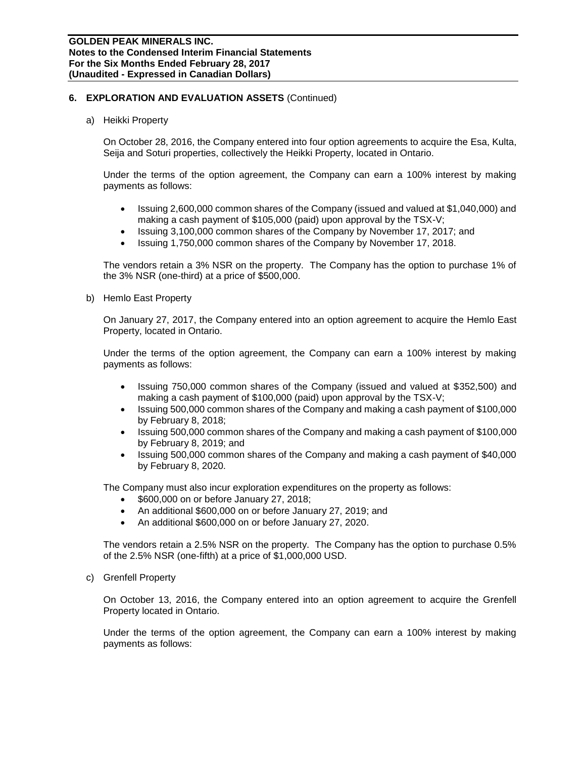## 6. EXPLORATION AND EVALUATION ASSETS (Continued)

a) Heikki Property

On October 28, 2016, the Company entered into four option agreements to acquire the Esa, Kulta, Seija and Soturi properties, collectively the Heikki Property, located in Ontario.

Under the terms of the option agreement, the Company can earn a 100% interest by making payments as follows:

- Issuing 2,600,000 common shares of the Company (issued and valued at $1,040,000) and making a cash payment of $105,000 (paid) upon approval by the TSX-V;
- Issuing 3,100,000 common shares of the Company by November 17, 2017; and
- Issuing 1,750,000 common shares of the Company by November 17, 2018.

The vendors retain a 3% NSR on the property. The Company has the option to purchase 1% of the 3% NSR (one-third) at a price of $500,000.

b) Hemlo East Property

On January 27, 2017, the Company entered into an option agreement to acquire the Hemlo East Property, located in Ontario.

Under the terms of the option agreement, the Company can earn a 100% interest by making payments as follows:

- Issuing 750,000 common shares of the Company (issued and valued at $352,500) and making a cash payment of $100,000 (paid) upon approval by the TSX-V;
- Issuing 500,000 common shares of the Company and making a cash payment of $100,000 by February 8, 2018;
- Issuing 500,000 common shares of the Company and making a cash payment of $100,000 by February 8, 2019; and
- Issuing 500,000 common shares of the Company and making a cash payment of $40,000 by February 8, 2020.

The Company must also incur exploration expenditures on the property as follows:

- $600,000 on or before January 27, 2018;
- An additional $600,000 on or before January 27, 2019; and
- An additional $600,000 on or before January 27, 2020.

The vendors retain a 2.5% NSR on the property. The Company has the option to purchase 0.5% of the 2.5% NSR (one-fifth) at a price of $1,000,000 USD.

c) Grenfell Property

On October 13, 2016, the Company entered into an option agreement to acquire the Grenfell Property located in Ontario.

Under the terms of the option agreement, the Company can earn a 100% interest by making payments as follows: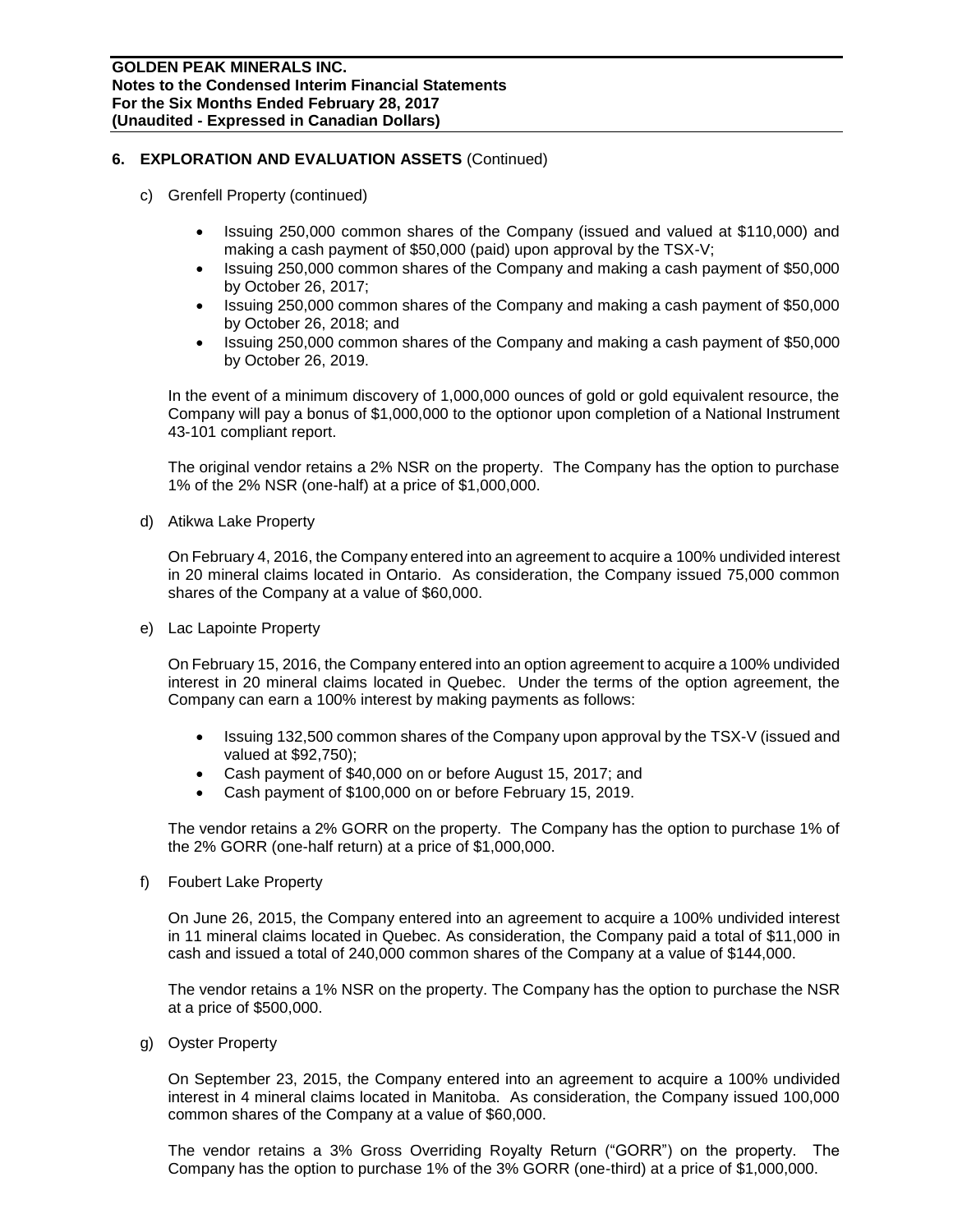## 6. EXPLORATION AND EVALUATION ASSETS (Continued)

c) Grenfell Property (continued)

- Issuing 250,000 common shares of the Company (issued and valued at $110,000) and making a cash payment of $50,000 (paid) upon approval by the TSX-V;
- Issuing 250,000 common shares of the Company and making a cash payment of $50,000 by October 26, 2017;
- Issuing 250,000 common shares of the Company and making a cash payment of $50,000 by October 26, 2018; and
- Issuing 250,000 common shares of the Company and making a cash payment of $50,000 by October 26, 2019.

In the event of a minimum discovery of 1,000,000 ounces of gold or gold equivalent resource, the Company will pay a bonus of $1,000,000 to the optionor upon completion of a National Instrument 43-101 compliant report.

The original vendor retains a 2% NSR on the property. The Company has the option to purchase 1% of the 2% NSR (one-half) at a price of $1,000,000.

d) Atikwa Lake Property

On February 4, 2016, the Company entered into an agreement to acquire a 100% undivided interest in 20 mineral claims located in Ontario. As consideration, the Company issued 75,000 common shares of the Company at a value of $60,000.

e) Lac Lapointe Property

On February 15, 2016, the Company entered into an option agreement to acquire a 100% undivided interest in 20 mineral claims located in Quebec. Under the terms of the option agreement, the Company can earn a 100% interest by making payments as follows:

- Issuing 132,500 common shares of the Company upon approval by the TSX-V (issued and valued at $92,750);
- Cash payment of $40,000 on or before August 15, 2017; and
- Cash payment of $100,000 on or before February 15, 2019.

The vendor retains a 2% GORR on the property. The Company has the option to purchase 1% of the 2% GORR (one-half return) at a price of $1,000,000.

f) Foubert Lake Property

On June 26, 2015, the Company entered into an agreement to acquire a 100% undivided interest in 11 mineral claims located in Quebec. As consideration, the Company paid a total of $11,000 in cash and issued a total of 240,000 common shares of the Company at a value of $144,000.

The vendor retains a 1% NSR on the property. The Company has the option to purchase the NSR at a price of $500,000.

g) Oyster Property

On September 23, 2015, the Company entered into an agreement to acquire a 100% undivided interest in 4 mineral claims located in Manitoba. As consideration, the Company issued 100,000 common shares of the Company at a value of $60,000.

The vendor retains a 3% Gross Overriding Royalty Return ("GORR") on the property. The Company has the option to purchase 1% of the 3% GORR (one-third) at a price of $1,000,000.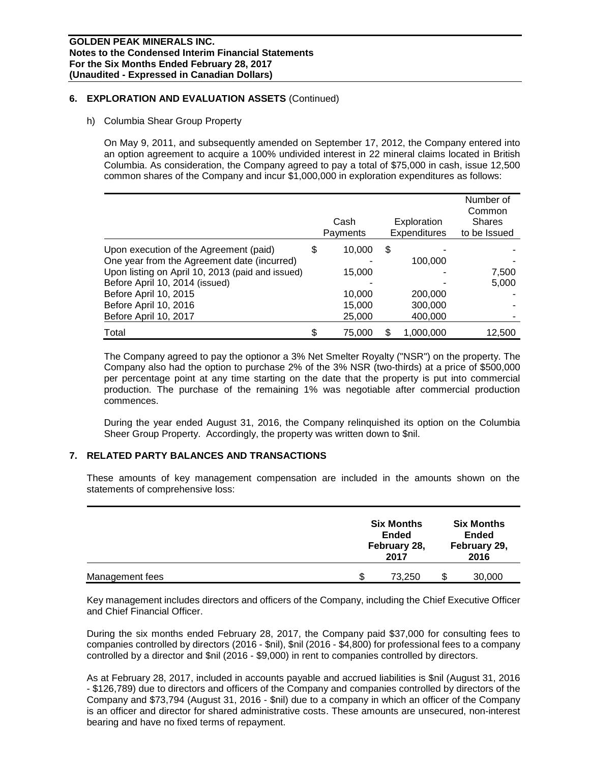**GOLDEN PEAK MINERALS INC.**
**Notes to the Condensed Interim Financial Statements**
**For the Six Months Ended February 28, 2017**
**(Unaudited - Expressed in Canadian Dollars)**

## 6. EXPLORATION AND EVALUATION ASSETS (Continued)

h) Columbia Shear Group Property

On May 9, 2011, and subsequently amended on September 17, 2012, the Company entered into an option agreement to acquire a 100% undivided interest in 22 mineral claims located in British Columbia. As consideration, the Company agreed to pay a total of $75,000 in cash, issue 12,500 common shares of the Company and incur $1,000,000 in exploration expenditures as follows:

| | Cash Payments | Exploration Expenditures | Number of Common Shares to be Issued |
|---|---|---|---|
| Upon execution of the Agreement (paid) | $ 10,000 | $ - | - |
| One year from the Agreement date (incurred) | - | 100,000 | - |
| Upon listing on April 10, 2013 (paid and issued) | 15,000 | - | 7,500 |
| Before April 10, 2014 (issued) | - | - | 5,000 |
| Before April 10, 2015 | 10,000 | 200,000 | - |
| Before April 10, 2016 | 15,000 | 300,000 | - |
| Before April 10, 2017 | 25,000 | 400,000 | - |
| Total | $ 75,000 | $ 1,000,000 | 12,500 |

The Company agreed to pay the optionor a 3% Net Smelter Royalty ("NSR") on the property. The Company also had the option to purchase 2% of the 3% NSR (two-thirds) at a price of $500,000 per percentage point at any time starting on the date that the property is put into commercial production. The purchase of the remaining 1% was negotiable after commercial production commences.

During the year ended August 31, 2016, the Company relinquished its option on the Columbia Sheer Group Property. Accordingly, the property was written down to $nil.

## 7. RELATED PARTY BALANCES AND TRANSACTIONS

These amounts of key management compensation are included in the amounts shown on the statements of comprehensive loss:

| | Six Months Ended February 28, 2017 | Six Months Ended February 29, 2016 |
|---|---|---|
| Management fees | $ 73,250 | $ 30,000 |

Key management includes directors and officers of the Company, including the Chief Executive Officer and Chief Financial Officer.

During the six months ended February 28, 2017, the Company paid $37,000 for consulting fees to companies controlled by directors (2016 - $nil), $nil (2016 - $4,800) for professional fees to a company controlled by a director and $nil (2016 - $9,000) in rent to companies controlled by directors.

As at February 28, 2017, included in accounts payable and accrued liabilities is $nil (August 31, 2016 - $126,789) due to directors and officers of the Company and companies controlled by directors of the Company and $73,794 (August 31, 2016 - $nil) due to a company in which an officer of the Company is an officer and director for shared administrative costs. These amounts are unsecured, non-interest bearing and have no fixed terms of repayment.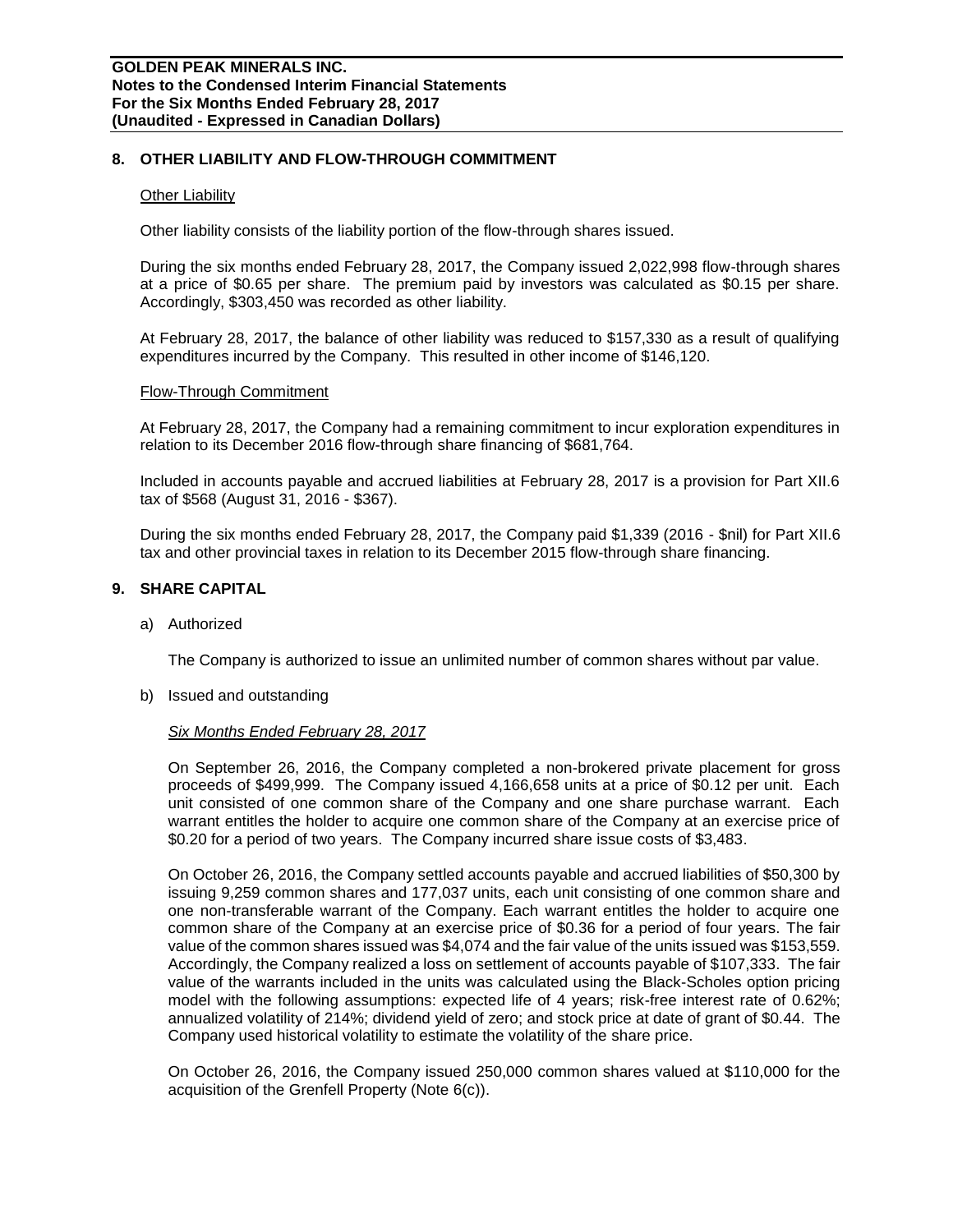## 8. OTHER LIABILITY AND FLOW-THROUGH COMMITMENT

Other Liability

Other liability consists of the liability portion of the flow-through shares issued.

During the six months ended February 28, 2017, the Company issued 2,022,998 flow-through shares at a price of $0.65 per share. The premium paid by investors was calculated as $0.15 per share. Accordingly, $303,450 was recorded as other liability.

At February 28, 2017, the balance of other liability was reduced to $157,330 as a result of qualifying expenditures incurred by the Company. This resulted in other income of $146,120.

Flow-Through Commitment

At February 28, 2017, the Company had a remaining commitment to incur exploration expenditures in relation to its December 2016 flow-through share financing of $681,764.

Included in accounts payable and accrued liabilities at February 28, 2017 is a provision for Part XII.6 tax of $568 (August 31, 2016 - $367).

During the six months ended February 28, 2017, the Company paid $1,339 (2016 - $nil) for Part XII.6 tax and other provincial taxes in relation to its December 2015 flow-through share financing.

## 9. SHARE CAPITAL

a) Authorized

The Company is authorized to issue an unlimited number of common shares without par value.

b) Issued and outstanding

*Six Months Ended February 28, 2017*

On September 26, 2016, the Company completed a non-brokered private placement for gross proceeds of $499,999. The Company issued 4,166,658 units at a price of $0.12 per unit. Each unit consisted of one common share of the Company and one share purchase warrant. Each warrant entitles the holder to acquire one common share of the Company at an exercise price of $0.20 for a period of two years. The Company incurred share issue costs of $3,483.

On October 26, 2016, the Company settled accounts payable and accrued liabilities of $50,300 by issuing 9,259 common shares and 177,037 units, each unit consisting of one common share and one non-transferable warrant of the Company. Each warrant entitles the holder to acquire one common share of the Company at an exercise price of $0.36 for a period of four years. The fair value of the common shares issued was $4,074 and the fair value of the units issued was $153,559. Accordingly, the Company realized a loss on settlement of accounts payable of $107,333. The fair value of the warrants included in the units was calculated using the Black-Scholes option pricing model with the following assumptions: expected life of 4 years; risk-free interest rate of 0.62%; annualized volatility of 214%; dividend yield of zero; and stock price at date of grant of $0.44. The Company used historical volatility to estimate the volatility of the share price.

On October 26, 2016, the Company issued 250,000 common shares valued at $110,000 for the acquisition of the Grenfell Property (Note 6(c)).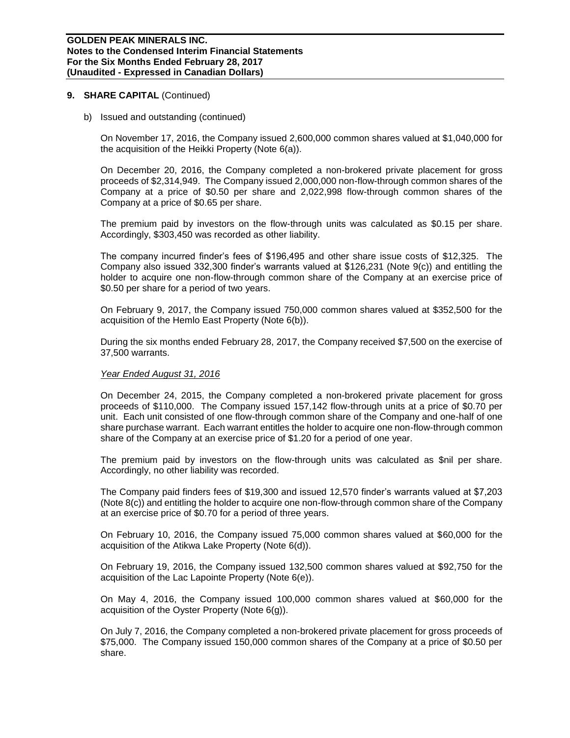## 9. SHARE CAPITAL (Continued)

b) Issued and outstanding (continued)

On November 17, 2016, the Company issued 2,600,000 common shares valued at $1,040,000 for the acquisition of the Heikki Property (Note 6(a)).

On December 20, 2016, the Company completed a non-brokered private placement for gross proceeds of $2,314,949. The Company issued 2,000,000 non-flow-through common shares of the Company at a price of $0.50 per share and 2,022,998 flow-through common shares of the Company at a price of $0.65 per share.

The premium paid by investors on the flow-through units was calculated as $0.15 per share. Accordingly, $303,450 was recorded as other liability.

The company incurred finder's fees of $196,495 and other share issue costs of $12,325. The Company also issued 332,300 finder's warrants valued at $126,231 (Note 9(c)) and entitling the holder to acquire one non-flow-through common share of the Company at an exercise price of $0.50 per share for a period of two years.

On February 9, 2017, the Company issued 750,000 common shares valued at $352,500 for the acquisition of the Hemlo East Property (Note 6(b)).

During the six months ended February 28, 2017, the Company received $7,500 on the exercise of 37,500 warrants.

*Year Ended August 31, 2016*

On December 24, 2015, the Company completed a non-brokered private placement for gross proceeds of $110,000. The Company issued 157,142 flow-through units at a price of $0.70 per unit. Each unit consisted of one flow-through common share of the Company and one-half of one share purchase warrant. Each warrant entitles the holder to acquire one non-flow-through common share of the Company at an exercise price of $1.20 for a period of one year.

The premium paid by investors on the flow-through units was calculated as $nil per share. Accordingly, no other liability was recorded.

The Company paid finders fees of $19,300 and issued 12,570 finder's warrants valued at $7,203 (Note 8(c)) and entitling the holder to acquire one non-flow-through common share of the Company at an exercise price of $0.70 for a period of three years.

On February 10, 2016, the Company issued 75,000 common shares valued at $60,000 for the acquisition of the Atikwa Lake Property (Note 6(d)).

On February 19, 2016, the Company issued 132,500 common shares valued at $92,750 for the acquisition of the Lac Lapointe Property (Note 6(e)).

On May 4, 2016, the Company issued 100,000 common shares valued at $60,000 for the acquisition of the Oyster Property (Note 6(g)).

On July 7, 2016, the Company completed a non-brokered private placement for gross proceeds of $75,000. The Company issued 150,000 common shares of the Company at a price of $0.50 per share.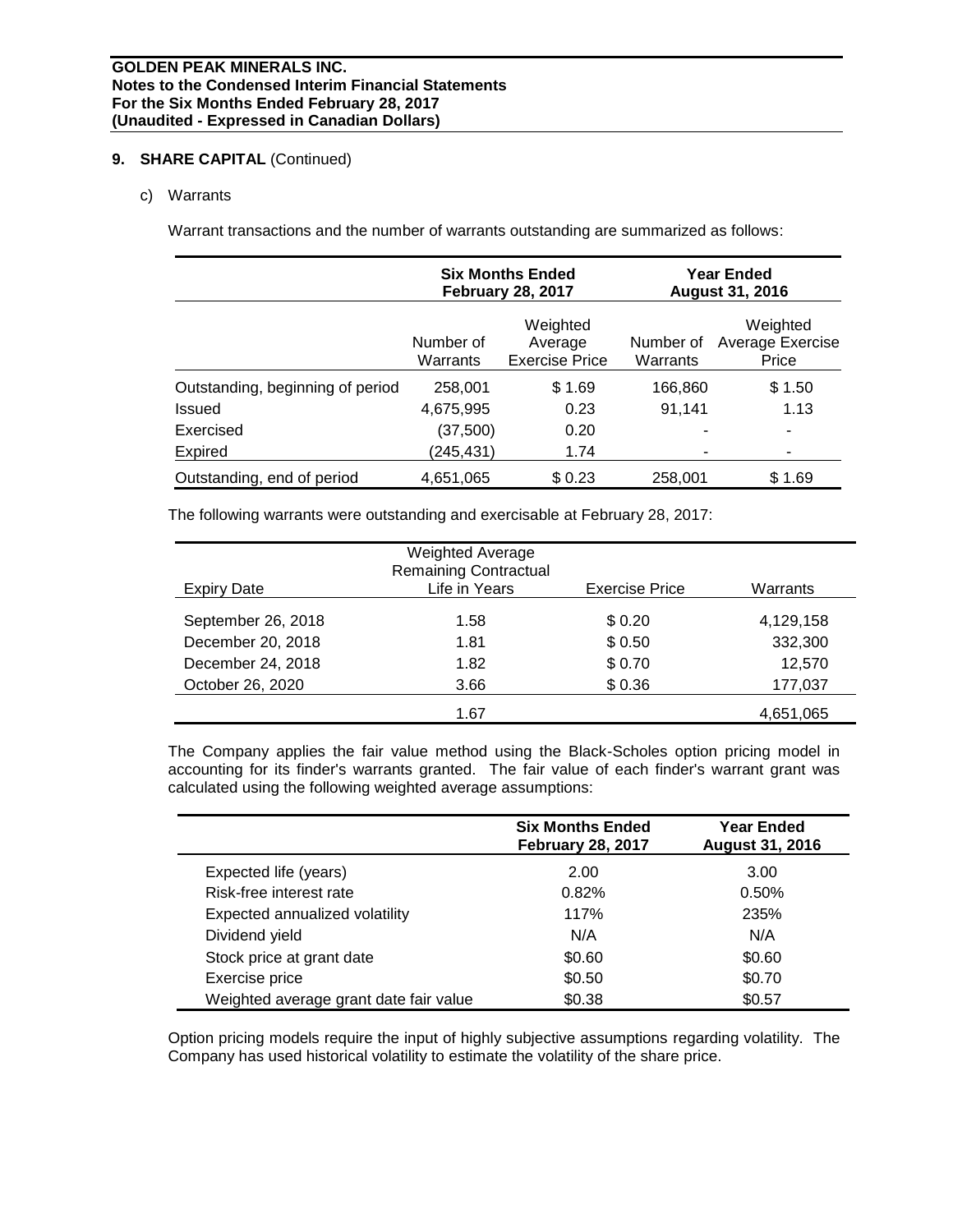## 9. SHARE CAPITAL (Continued)

c) Warrants

Warrant transactions and the number of warrants outstanding are summarized as follows:

| | Six Months Ended February 28, 2017 | | Year Ended August 31, 2016 | |
|---|---|---|---|---|
| | Number of Warrants | Weighted Average Exercise Price | Number of Warrants | Weighted Average Exercise Price |
| Outstanding, beginning of period | 258,001 | $ 1.69 | 166,860 | $ 1.50 |
| Issued | 4,675,995 | 0.23 | 91,141 | 1.13 |
| Exercised | (37,500) | 0.20 | - | - |
| Expired | (245,431) | 1.74 | - | - |
| Outstanding, end of period | 4,651,065 | $ 0.23 | 258,001 | $ 1.69 |

The following warrants were outstanding and exercisable at February 28, 2017:

| Expiry Date | Weighted Average Remaining Contractual Life in Years | Exercise Price | Warrants |
|---|---|---|---|
| September 26, 2018 | 1.58 | $ 0.20 | 4,129,158 |
| December 20, 2018 | 1.81 | $ 0.50 | 332,300 |
| December 24, 2018 | 1.82 | $ 0.70 | 12,570 |
| October 26, 2020 | 3.66 | $ 0.36 | 177,037 |
| | 1.67 | | 4,651,065 |

The Company applies the fair value method using the Black-Scholes option pricing model in accounting for its finder's warrants granted. The fair value of each finder's warrant grant was calculated using the following weighted average assumptions:

| | Six Months Ended February 28, 2017 | Year Ended August 31, 2016 |
|---|---|---|
| Expected life (years) | 2.00 | 3.00 |
| Risk-free interest rate | 0.82% | 0.50% |
| Expected annualized volatility | 117% | 235% |
| Dividend yield | N/A | N/A |
| Stock price at grant date | $0.60 | $0.60 |
| Exercise price | $0.50 | $0.70 |
| Weighted average grant date fair value | $0.38 | $0.57 |

Option pricing models require the input of highly subjective assumptions regarding volatility. The Company has used historical volatility to estimate the volatility of the share price.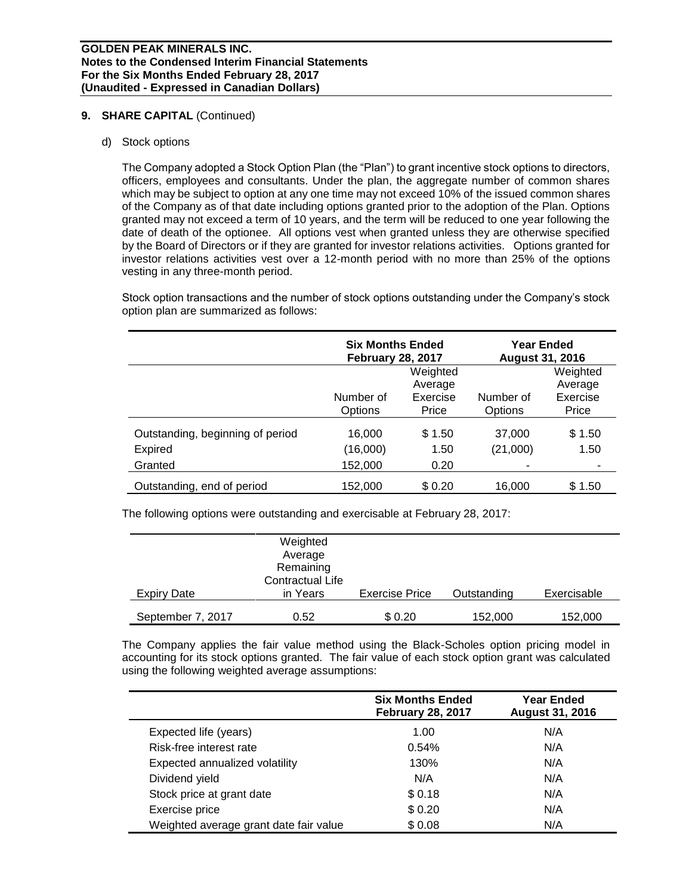## 9. SHARE CAPITAL (Continued)

d) Stock options

The Company adopted a Stock Option Plan (the "Plan") to grant incentive stock options to directors, officers, employees and consultants. Under the plan, the aggregate number of common shares which may be subject to option at any one time may not exceed 10% of the issued common shares of the Company as of that date including options granted prior to the adoption of the Plan. Options granted may not exceed a term of 10 years, and the term will be reduced to one year following the date of death of the optionee. All options vest when granted unless they are otherwise specified by the Board of Directors or if they are granted for investor relations activities. Options granted for investor relations activities vest over a 12-month period with no more than 25% of the options vesting in any three-month period.

Stock option transactions and the number of stock options outstanding under the Company's stock option plan are summarized as follows:

| | Six Months Ended February 28, 2017 | | Year Ended August 31, 2016 | |
|---|---|---|---|---|
| | Number of Options | Weighted Average Exercise Price | Number of Options | Weighted Average Exercise Price |
| Outstanding, beginning of period | 16,000 | $ 1.50 | 37,000 | $ 1.50 |
| Expired | (16,000) | 1.50 | (21,000) | 1.50 |
| Granted | 152,000 | 0.20 | - | - |
| Outstanding, end of period | 152,000 | $ 0.20 | 16,000 | $ 1.50 |

The following options were outstanding and exercisable at February 28, 2017:

| Expiry Date | Weighted Average Remaining Contractual Life in Years | Exercise Price | Outstanding | Exercisable |
|---|---|---|---|---|
| September 7, 2017 | 0.52 | $ 0.20 | 152,000 | 152,000 |

The Company applies the fair value method using the Black-Scholes option pricing model in accounting for its stock options granted. The fair value of each stock option grant was calculated using the following weighted average assumptions:

| | Six Months Ended February 28, 2017 | Year Ended August 31, 2016 |
|---|---|---|
| Expected life (years) | 1.00 | N/A |
| Risk-free interest rate | 0.54% | N/A |
| Expected annualized volatility | 130% | N/A |
| Dividend yield | N/A | N/A |
| Stock price at grant date | $ 0.18 | N/A |
| Exercise price | $ 0.20 | N/A |
| Weighted average grant date fair value | $ 0.08 | N/A |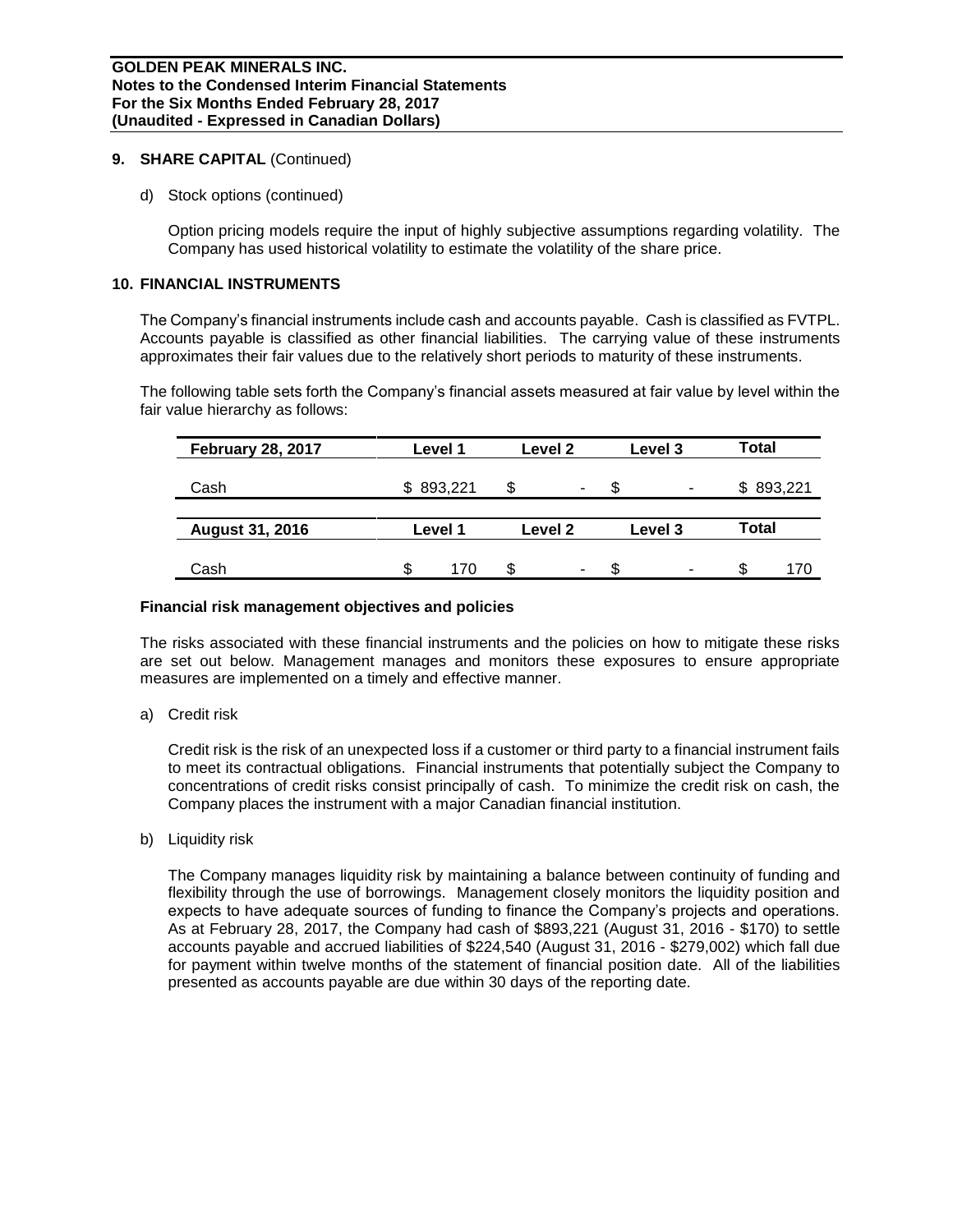## 9. SHARE CAPITAL (Continued)

d) Stock options (continued)

Option pricing models require the input of highly subjective assumptions regarding volatility. The Company has used historical volatility to estimate the volatility of the share price.

## 10. FINANCIAL INSTRUMENTS

The Company's financial instruments include cash and accounts payable. Cash is classified as FVTPL. Accounts payable is classified as other financial liabilities. The carrying value of these instruments approximates their fair values due to the relatively short periods to maturity of these instruments.

The following table sets forth the Company's financial assets measured at fair value by level within the fair value hierarchy as follows:

| February 28, 2017 | Level 1 | Level 2 | Level 3 | Total |
|---|---|---|---|---|
| Cash | $ 893,221 | $ - | $ - | $ 893,221 |

| August 31, 2016 | Level 1 | Level 2 | Level 3 | Total |
|---|---|---|---|---|
| Cash | $ 170 | $ - | $ - | $ 170 |

### Financial risk management objectives and policies

The risks associated with these financial instruments and the policies on how to mitigate these risks are set out below. Management manages and monitors these exposures to ensure appropriate measures are implemented on a timely and effective manner.

a) Credit risk

Credit risk is the risk of an unexpected loss if a customer or third party to a financial instrument fails to meet its contractual obligations. Financial instruments that potentially subject the Company to concentrations of credit risks consist principally of cash. To minimize the credit risk on cash, the Company places the instrument with a major Canadian financial institution.

b) Liquidity risk

The Company manages liquidity risk by maintaining a balance between continuity of funding and flexibility through the use of borrowings. Management closely monitors the liquidity position and expects to have adequate sources of funding to finance the Company's projects and operations. As at February 28, 2017, the Company had cash of $893,221 (August 31, 2016 - $170) to settle accounts payable and accrued liabilities of $224,540 (August 31, 2016 - $279,002) which fall due for payment within twelve months of the statement of financial position date. All of the liabilities presented as accounts payable are due within 30 days of the reporting date.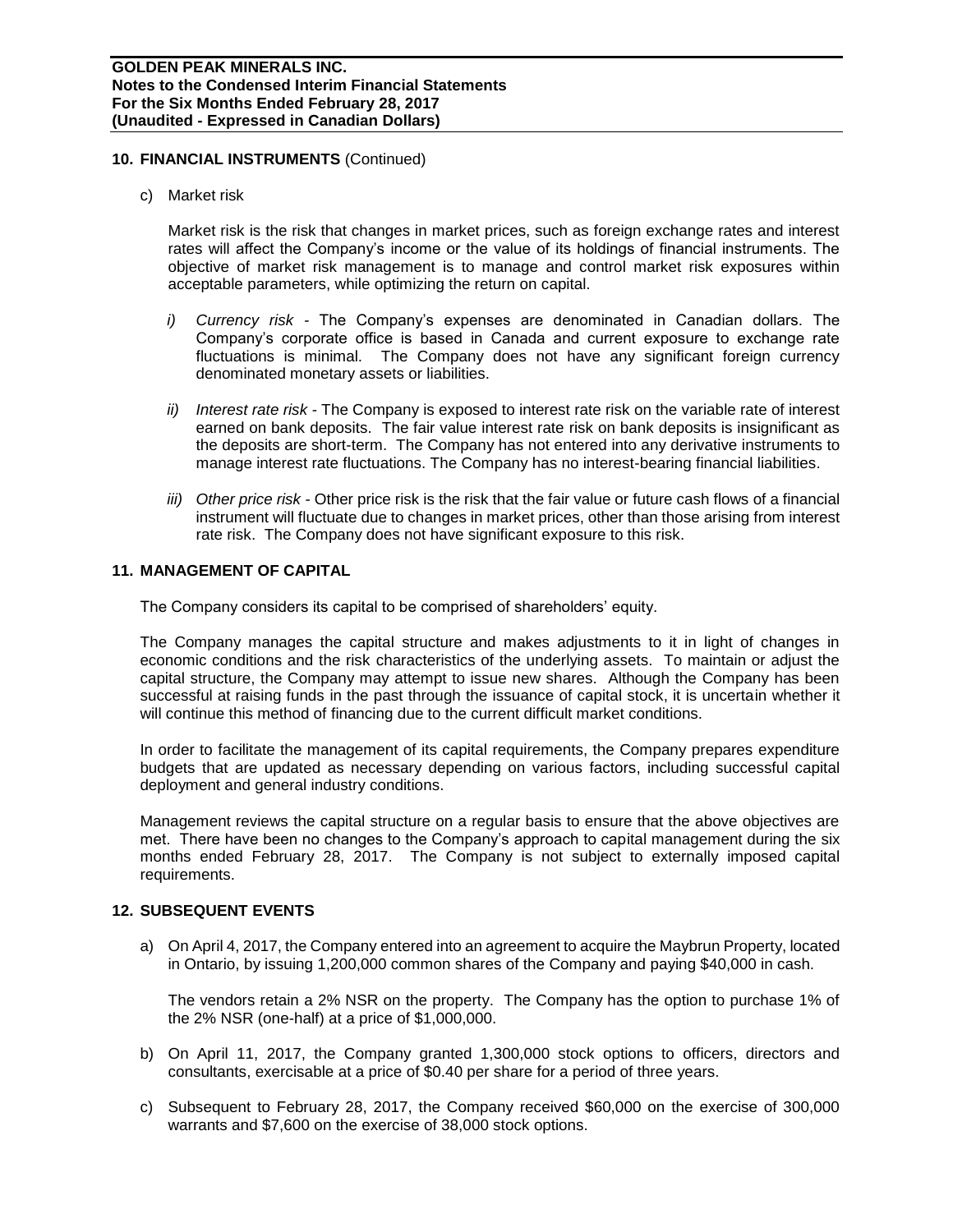## 10. FINANCIAL INSTRUMENTS (Continued)

c) Market risk

Market risk is the risk that changes in market prices, such as foreign exchange rates and interest rates will affect the Company's income or the value of its holdings of financial instruments. The objective of market risk management is to manage and control market risk exposures within acceptable parameters, while optimizing the return on capital.

*i) Currency risk* - The Company's expenses are denominated in Canadian dollars. The Company's corporate office is based in Canada and current exposure to exchange rate fluctuations is minimal. The Company does not have any significant foreign currency denominated monetary assets or liabilities.

*ii) Interest rate risk* - The Company is exposed to interest rate risk on the variable rate of interest earned on bank deposits. The fair value interest rate risk on bank deposits is insignificant as the deposits are short-term. The Company has not entered into any derivative instruments to manage interest rate fluctuations. The Company has no interest-bearing financial liabilities.

*iii) Other price risk* - Other price risk is the risk that the fair value or future cash flows of a financial instrument will fluctuate due to changes in market prices, other than those arising from interest rate risk. The Company does not have significant exposure to this risk.

## 11. MANAGEMENT OF CAPITAL

The Company considers its capital to be comprised of shareholders' equity.

The Company manages the capital structure and makes adjustments to it in light of changes in economic conditions and the risk characteristics of the underlying assets. To maintain or adjust the capital structure, the Company may attempt to issue new shares. Although the Company has been successful at raising funds in the past through the issuance of capital stock, it is uncertain whether it will continue this method of financing due to the current difficult market conditions.

In order to facilitate the management of its capital requirements, the Company prepares expenditure budgets that are updated as necessary depending on various factors, including successful capital deployment and general industry conditions.

Management reviews the capital structure on a regular basis to ensure that the above objectives are met. There have been no changes to the Company's approach to capital management during the six months ended February 28, 2017. The Company is not subject to externally imposed capital requirements.

## 12. SUBSEQUENT EVENTS

a) On April 4, 2017, the Company entered into an agreement to acquire the Maybrun Property, located in Ontario, by issuing 1,200,000 common shares of the Company and paying $40,000 in cash.

The vendors retain a 2% NSR on the property. The Company has the option to purchase 1% of the 2% NSR (one-half) at a price of $1,000,000.

b) On April 11, 2017, the Company granted 1,300,000 stock options to officers, directors and consultants, exercisable at a price of $0.40 per share for a period of three years.

c) Subsequent to February 28, 2017, the Company received $60,000 on the exercise of 300,000 warrants and $7,600 on the exercise of 38,000 stock options.